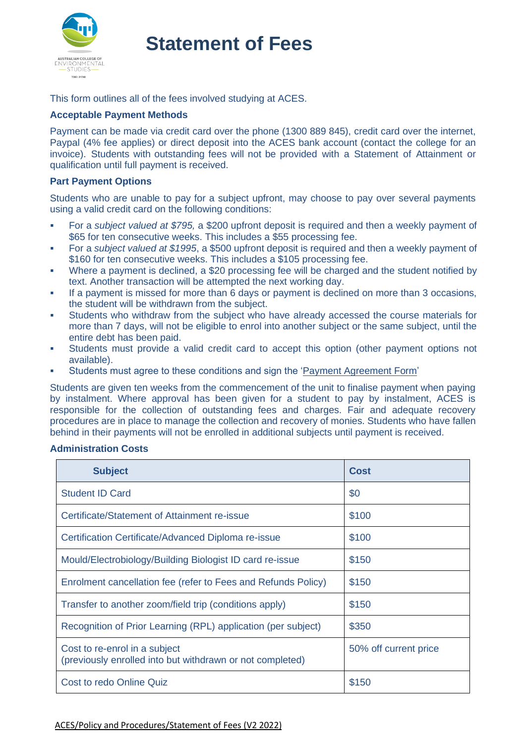# Statement of Fees

This form outlines all of the fees involved studying at ACES.

**Acceptable Payment Methods**

Payment can be made via credit card over the phone (1300 889 845), credit card over the internet, Paypal (4% fee applies) or direct deposit into the ACES bank account (contact the college for an invoice). Students with outstanding fees will not be provided with a Statement of Attainment or qualification until full payment is received.

**Part Payment Options**

Students who are unable to pay for a subject upfront, may choose to pay over several payments using a valid credit card on the following conditions:

- For a *subject valued at $795,* a $200 upfront deposit is required and then a weekly payment of $65 for ten consecutive weeks. This includes a $55 processing fee.
- For a *subject valued at $1995*, a $500 upfront deposit is required and then a weekly payment of $160 for ten consecutive weeks. This includes a $105 processing fee.
- Where a payment is declined, a $20 processing fee will be charged and the student notified by text. Another transaction will be attempted the next working day.
- If a payment is missed for more than 6 days or payment is declined on more than 3 occasions, the student will be withdrawn from the subject.
- Students who withdraw from the subject who have already accessed the course materials for more than 7 days, will not be eligible to enrol into another subject or the same subject, until the entire debt has been paid.
- Students must provide a valid credit card to accept this option (other payment options not available).
- Students must agree to these conditions and sign the 'Payment Agreement Form'

Students are given ten weeks from the commencement of the unit to finalise payment when paying by instalment. Where approval has been given for a student to pay by instalment, ACES is responsible for the collection of outstanding fees and charges. Fair and adequate recovery procedures are in place to manage the collection and recovery of monies. Students who have fallen behind in their payments will not be enrolled in additional subjects until payment is received.

**Administration Costs**

| Subject | Cost |
|---|---|
| Student ID Card | $0 |
| Certificate/Statement of Attainment re-issue | $100 |
| Certification Certificate/Advanced Diploma re-issue | $100 |
| Mould/Electrobiology/Building Biologist ID card re-issue | $150 |
| Enrolment cancellation fee (refer to Fees and Refunds Policy) | $150 |
| Transfer to another zoom/field trip (conditions apply) | $150 |
| Recognition of Prior Learning (RPL) application (per subject) | $350 |
| Cost to re-enrol in a subject (previously enrolled into but withdrawn or not completed) | 50% off current price |
| Cost to redo Online Quiz | $150 |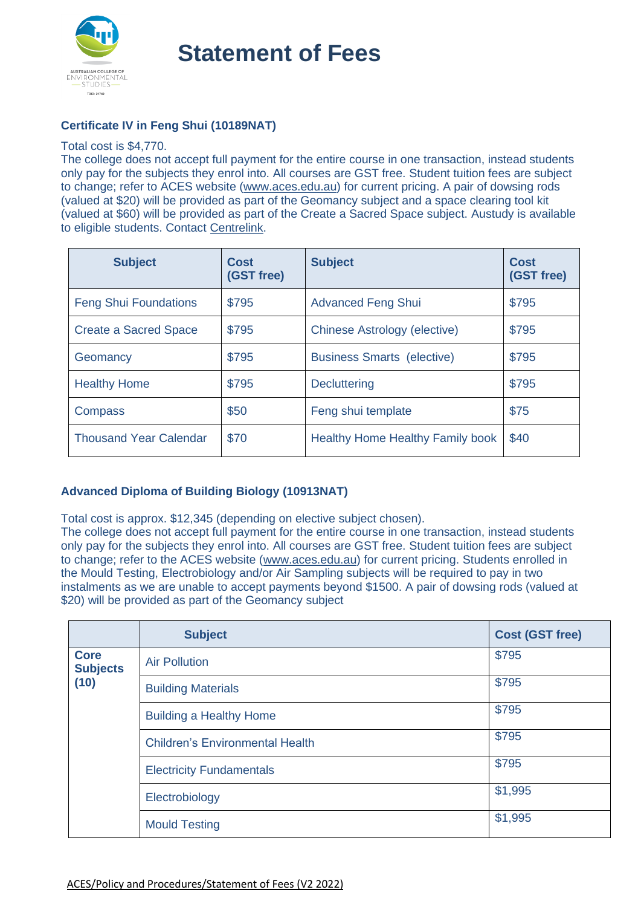# Statement of Fees

### Certificate IV in Feng Shui (10189NAT)

Total cost is $4,770.
The college does not accept full payment for the entire course in one transaction, instead students only pay for the subjects they enrol into. All courses are GST free. Student tuition fees are subject to change; refer to ACES website (www.aces.edu.au) for current pricing. A pair of dowsing rods (valued at $20) will be provided as part of the Geomancy subject and a space clearing tool kit (valued at $60) will be provided as part of the Create a Sacred Space subject. Austudy is available to eligible students. Contact Centrelink.

| Subject | Cost (GST free) | Subject | Cost (GST free) |
|---|---|---|---|
| Feng Shui Foundations | $795 | Advanced Feng Shui | $795 |
| Create a Sacred Space | $795 | Chinese Astrology (elective) | $795 |
| Geomancy | $795 | Business Smarts (elective) | $795 |
| Healthy Home | $795 | Decluttering | $795 |
| Compass | $50 | Feng shui template | $75 |
| Thousand Year Calendar | $70 | Healthy Home Healthy Family book | $40 |

### Advanced Diploma of Building Biology (10913NAT)

Total cost is approx. $12,345 (depending on elective subject chosen).
The college does not accept full payment for the entire course in one transaction, instead students only pay for the subjects they enrol into. All courses are GST free. Student tuition fees are subject to change; refer to the ACES website (www.aces.edu.au) for current pricing. Students enrolled in the Mould Testing, Electrobiology and/or Air Sampling subjects will be required to pay in two instalments as we are unable to accept payments beyond $1500. A pair of dowsing rods (valued at $20) will be provided as part of the Geomancy subject

| | Subject | Cost (GST free) |
|---|---|---|
| **Core Subjects (10)** | Air Pollution | $795 |
| | Building Materials | $795 |
| | Building a Healthy Home | $795 |
| | Children's Environmental Health | $795 |
| | Electricity Fundamentals | $795 |
| | Electrobiology | $1,995 |
| | Mould Testing | $1,995 |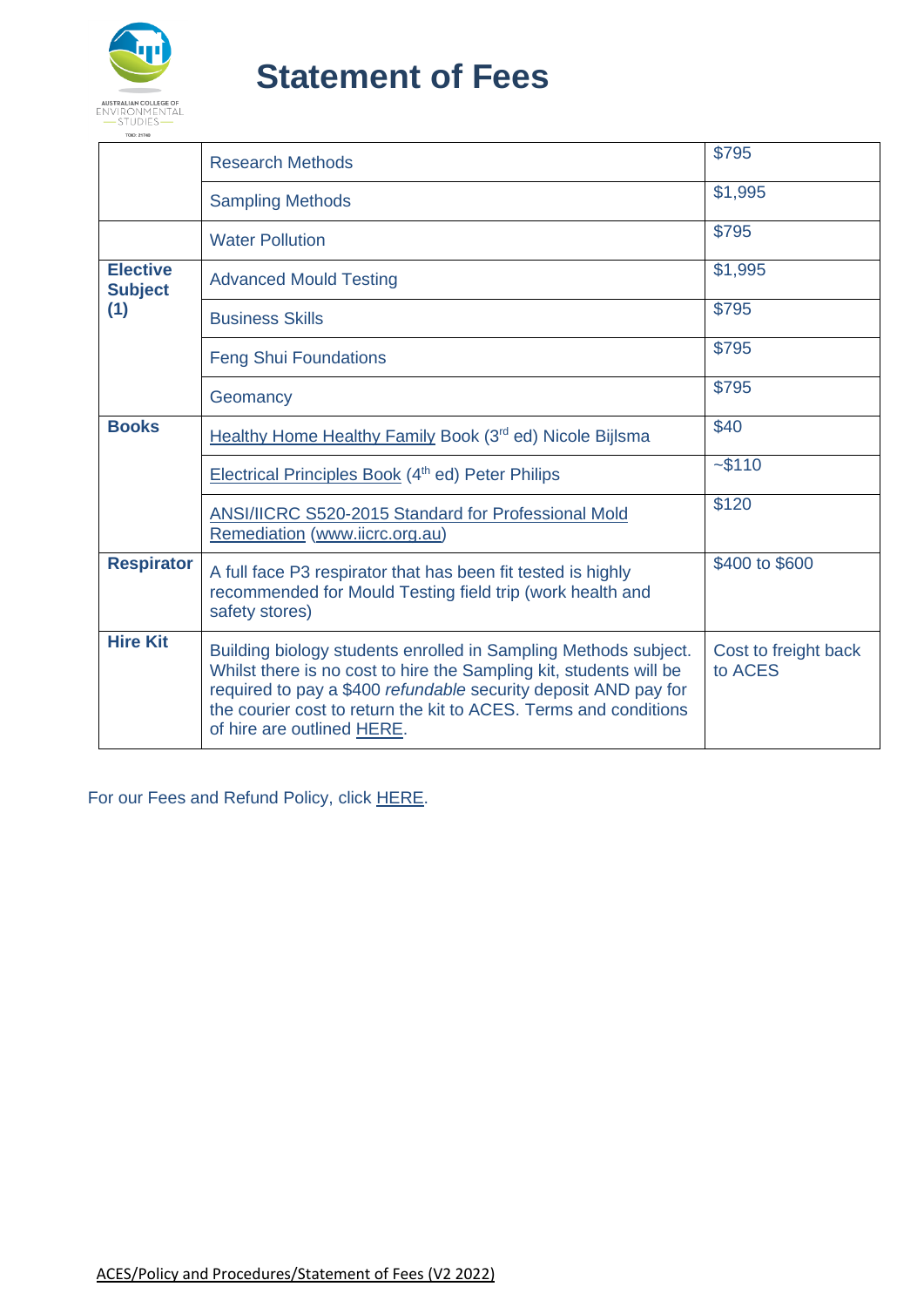# Statement of Fees

| | | |
|---|---|---|
| | Research Methods | $795 |
| | Sampling Methods | $1,995 |
| | Water Pollution | $795 |
| **Elective Subject (1)** | Advanced Mould Testing | $1,995 |
| | Business Skills | $795 |
| | Feng Shui Foundations | $795 |
| | Geomancy | $795 |
| **Books** | Healthy Home Healthy Family Book (3rd ed) Nicole Bijlsma | $40 |
| | Electrical Principles Book (4th ed) Peter Philips | ~$110 |
| | ANSI/IICRC S520-2015 Standard for Professional Mold Remediation (www.iicrc.org.au) | $120 |
| **Respirator** | A full face P3 respirator that has been fit tested is highly recommended for Mould Testing field trip (work health and safety stores) | $400 to $600 |
| **Hire Kit** | Building biology students enrolled in Sampling Methods subject. Whilst there is no cost to hire the Sampling kit, students will be required to pay a $400 *refundable* security deposit AND pay for the courier cost to return the kit to ACES. Terms and conditions of hire are outlined HERE. | Cost to freight back to ACES |

For our Fees and Refund Policy, click HERE.